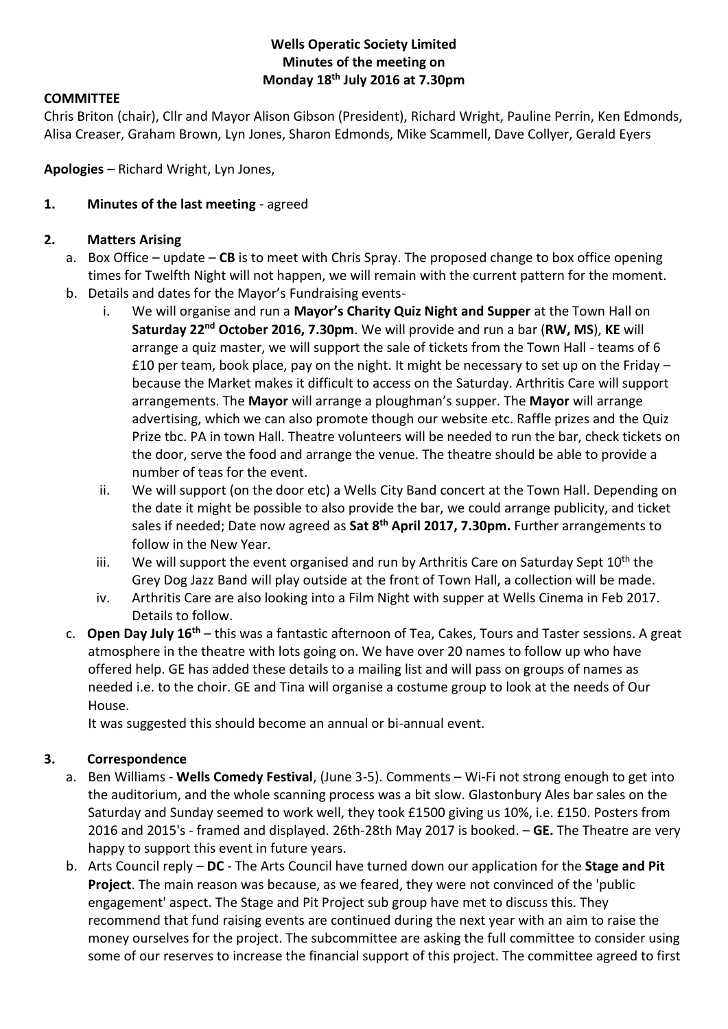**Wells Operatic Society Limited**
**Minutes of the meeting on**
**Monday 18th July 2016 at 7.30pm**

**COMMITTEE**

Chris Briton (chair), Cllr and Mayor Alison Gibson (President), Richard Wright, Pauline Perrin, Ken Edmonds, Alisa Creaser, Graham Brown, Lyn Jones, Sharon Edmonds, Mike Scammell, Dave Collyer, Gerald Eyers

**Apologies –** Richard Wright, Lyn Jones,

1. **Minutes of the last meeting** - agreed

2. **Matters Arising**
   a. Box Office – update – **CB** is to meet with Chris Spray. The proposed change to box office opening times for Twelfth Night will not happen, we will remain with the current pattern for the moment.
   b. Details and dates for the Mayor's Fundraising events-
      i. We will organise and run a **Mayor's Charity Quiz Night and Supper** at the Town Hall on **Saturday 22nd October 2016, 7.30pm**. We will provide and run a bar (**RW, MS**), **KE** will arrange a quiz master, we will support the sale of tickets from the Town Hall - teams of 6 £10 per team, book place, pay on the night. It might be necessary to set up on the Friday – because the Market makes it difficult to access on the Saturday. Arthritis Care will support arrangements. The **Mayor** will arrange a ploughman's supper. The **Mayor** will arrange advertising, which we can also promote though our website etc. Raffle prizes and the Quiz Prize tbc. PA in town Hall. Theatre volunteers will be needed to run the bar, check tickets on the door, serve the food and arrange the venue. The theatre should be able to provide a number of teas for the event.
      ii. We will support (on the door etc) a Wells City Band concert at the Town Hall. Depending on the date it might be possible to also provide the bar, we could arrange publicity, and ticket sales if needed; Date now agreed as **Sat 8th April 2017, 7.30pm.** Further arrangements to follow in the New Year.
      iii. We will support the event organised and run by Arthritis Care on Saturday Sept 10th the Grey Dog Jazz Band will play outside at the front of Town Hall, a collection will be made.
      iv. Arthritis Care are also looking into a Film Night with supper at Wells Cinema in Feb 2017. Details to follow.
   c. **Open Day July 16th** – this was a fantastic afternoon of Tea, Cakes, Tours and Taster sessions. A great atmosphere in the theatre with lots going on. We have over 20 names to follow up who have offered help. GE has added these details to a mailing list and will pass on groups of names as needed i.e. to the choir. GE and Tina will organise a costume group to look at the needs of Our House.

      It was suggested this should become an annual or bi-annual event.

3. **Correspondence**
   a. Ben Williams - **Wells Comedy Festival**, (June 3-5). Comments – Wi-Fi not strong enough to get into the auditorium, and the whole scanning process was a bit slow. Glastonbury Ales bar sales on the Saturday and Sunday seemed to work well, they took £1500 giving us 10%, i.e. £150. Posters from 2016 and 2015's - framed and displayed. 26th-28th May 2017 is booked. – **GE.** The Theatre are very happy to support this event in future years.
   b. Arts Council reply – **DC** - The Arts Council have turned down our application for the **Stage and Pit Project**. The main reason was because, as we feared, they were not convinced of the 'public engagement' aspect. The Stage and Pit Project sub group have met to discuss this. They recommend that fund raising events are continued during the next year with an aim to raise the money ourselves for the project. The subcommittee are asking the full committee to consider using some of our reserves to increase the financial support of this project. The committee agreed to first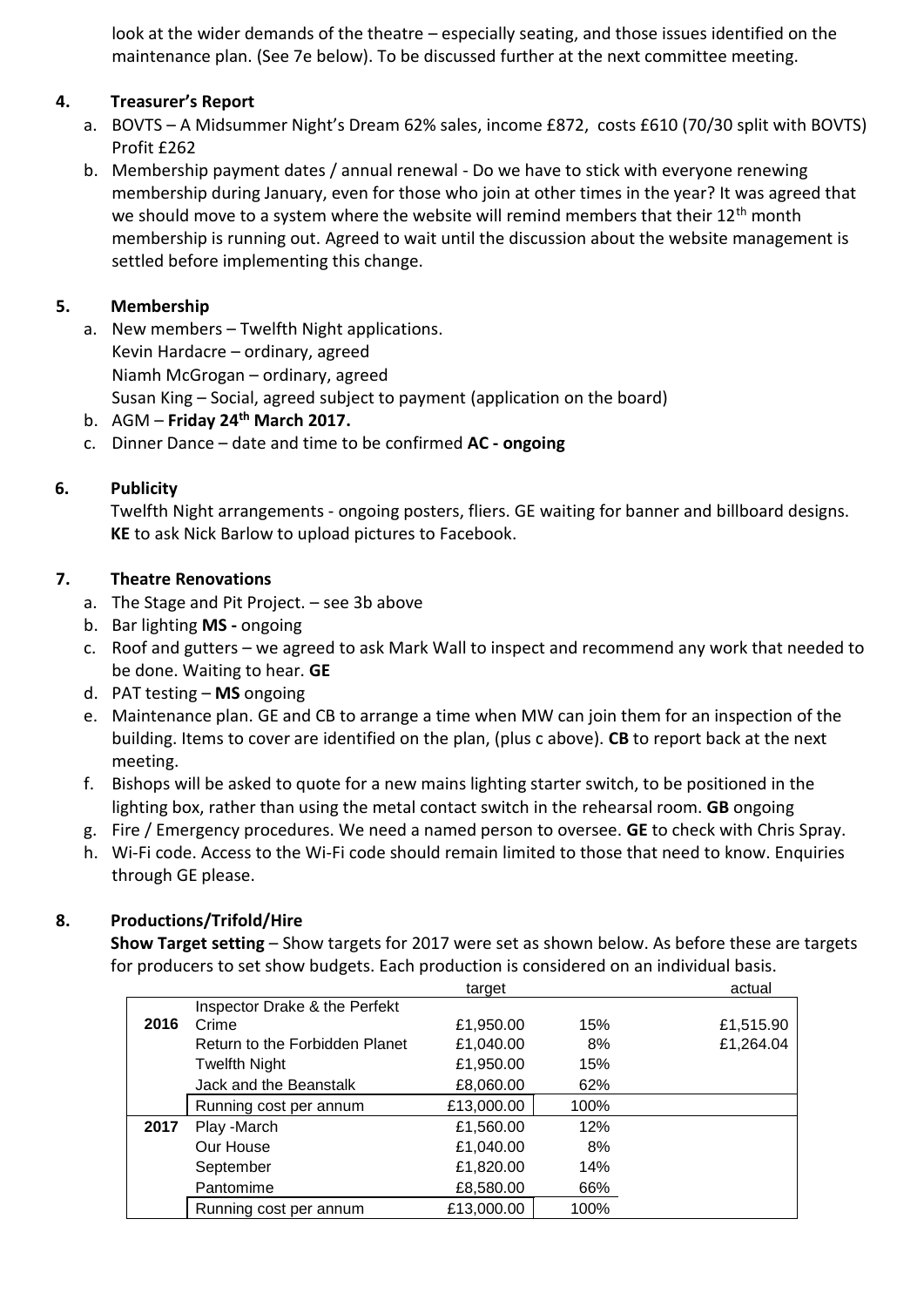look at the wider demands of the theatre – especially seating, and those issues identified on the maintenance plan. (See 7e below). To be discussed further at the next committee meeting.

## 4. Treasurer's Report

a. BOVTS – A Midsummer Night's Dream 62% sales, income £872, costs £610 (70/30 split with BOVTS) Profit £262

b. Membership payment dates / annual renewal - Do we have to stick with everyone renewing membership during January, even for those who join at other times in the year? It was agreed that we should move to a system where the website will remind members that their 12th month membership is running out. Agreed to wait until the discussion about the website management is settled before implementing this change.

## 5. Membership

a. New members – Twelfth Night applications.
   Kevin Hardacre – ordinary, agreed
   Niamh McGrogan – ordinary, agreed
   Susan King – Social, agreed subject to payment (application on the board)

b. AGM – **Friday 24th March 2017.**

c. Dinner Dance – date and time to be confirmed **AC - ongoing**

## 6. Publicity

Twelfth Night arrangements - ongoing posters, fliers. GE waiting for banner and billboard designs. **KE** to ask Nick Barlow to upload pictures to Facebook.

## 7. Theatre Renovations

a. The Stage and Pit Project. – see 3b above

b. Bar lighting **MS -** ongoing

c. Roof and gutters – we agreed to ask Mark Wall to inspect and recommend any work that needed to be done. Waiting to hear. **GE**

d. PAT testing – **MS** ongoing

e. Maintenance plan. GE and CB to arrange a time when MW can join them for an inspection of the building. Items to cover are identified on the plan, (plus c above). **CB** to report back at the next meeting.

f. Bishops will be asked to quote for a new mains lighting starter switch, to be positioned in the lighting box, rather than using the metal contact switch in the rehearsal room. **GB** ongoing

g. Fire / Emergency procedures. We need a named person to oversee. **GE** to check with Chris Spray.

h. Wi-Fi code. Access to the Wi-Fi code should remain limited to those that need to know. Enquiries through GE please.

## 8. Productions/Trifold/Hire

**Show Target setting** – Show targets for 2017 were set as shown below. As before these are targets for producers to set show budgets. Each production is considered on an individual basis.

| | | target | | actual |
|---|---|---|---|---|
| **2016** | Inspector Drake & the Perfekt Crime | £1,950.00 | 15% | £1,515.90 |
| | Return to the Forbidden Planet | £1,040.00 | 8% | £1,264.04 |
| | Twelfth Night | £1,950.00 | 15% | |
| | Jack and the Beanstalk | £8,060.00 | 62% | |
| | Running cost per annum | £13,000.00 | 100% | |
| **2017** | Play -March | £1,560.00 | 12% | |
| | Our House | £1,040.00 | 8% | |
| | September | £1,820.00 | 14% | |
| | Pantomime | £8,580.00 | 66% | |
| | Running cost per annum | £13,000.00 | 100% | |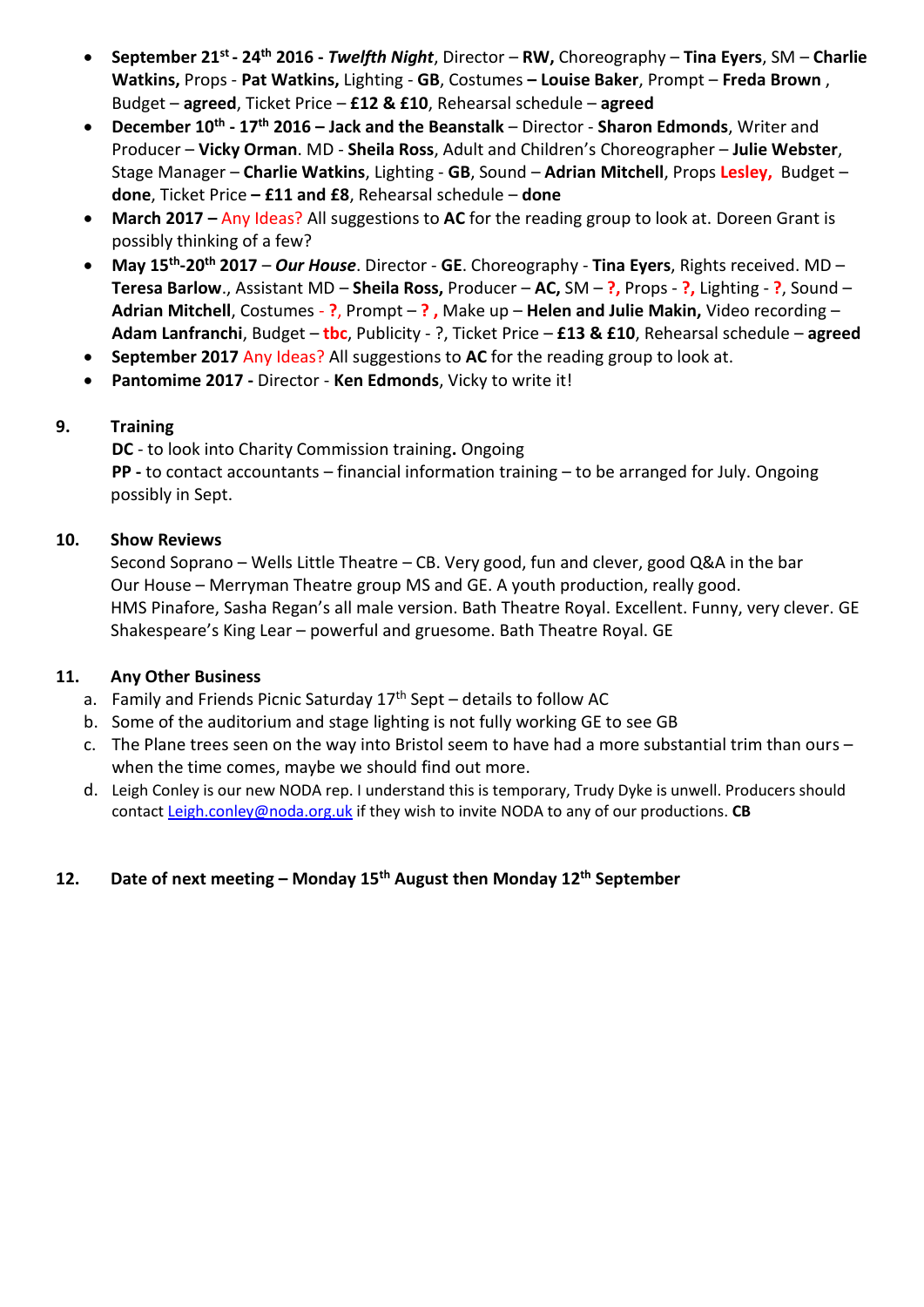- **September 21st - 24th 2016 - *Twelfth Night***, Director – **RW,** Choreography – **Tina Eyers**, SM – **Charlie Watkins,** Props - **Pat Watkins,** Lighting - **GB**, Costumes **– Louise Baker**, Prompt – **Freda Brown** , Budget – **agreed**, Ticket Price – **£12 & £10**, Rehearsal schedule – **agreed**
- **December 10th - 17th 2016 – Jack and the Beanstalk** – Director - **Sharon Edmonds**, Writer and Producer – **Vicky Orman**. MD - **Sheila Ross**, Adult and Children's Choreographer – **Julie Webster**, Stage Manager – **Charlie Watkins**, Lighting - **GB**, Sound – **Adrian Mitchell**, Props **Lesley,** Budget – **done**, Ticket Price **– £11 and £8**, Rehearsal schedule – **done**
- **March 2017 –** Any Ideas? All suggestions to **AC** for the reading group to look at. Doreen Grant is possibly thinking of a few?
- **May 15th-20th 2017** – ***Our House***. Director - **GE**. Choreography - **Tina Eyers**, Rights received. MD – **Teresa Barlow**., Assistant MD – **Sheila Ross,** Producer – **AC,** SM – **?,** Props - **?,** Lighting - **?**, Sound – **Adrian Mitchell**, Costumes - **?**, Prompt – **? ,** Make up – **Helen and Julie Makin,** Video recording – **Adam Lanfranchi**, Budget – **tbc**, Publicity - ?, Ticket Price – **£13 & £10**, Rehearsal schedule – **agreed**
- **September 2017** Any Ideas? All suggestions to **AC** for the reading group to look at.
- **Pantomime 2017 -** Director - **Ken Edmonds**, Vicky to write it!

**9. Training**

**DC** - to look into Charity Commission training**.** Ongoing
**PP -** to contact accountants – financial information training – to be arranged for July. Ongoing possibly in Sept.

**10. Show Reviews**

Second Soprano – Wells Little Theatre – CB. Very good, fun and clever, good Q&A in the bar
Our House – Merryman Theatre group MS and GE. A youth production, really good.
HMS Pinafore, Sasha Regan's all male version. Bath Theatre Royal. Excellent. Funny, very clever. GE
Shakespeare's King Lear – powerful and gruesome. Bath Theatre Royal. GE

**11. Any Other Business**

a. Family and Friends Picnic Saturday 17th Sept – details to follow AC
b. Some of the auditorium and stage lighting is not fully working GE to see GB
c. The Plane trees seen on the way into Bristol seem to have had a more substantial trim than ours – when the time comes, maybe we should find out more.
d. Leigh Conley is our new NODA rep. I understand this is temporary, Trudy Dyke is unwell. Producers should contact Leigh.conley@noda.org.uk if they wish to invite NODA to any of our productions. **CB**

**12. Date of next meeting – Monday 15th August then Monday 12th September**